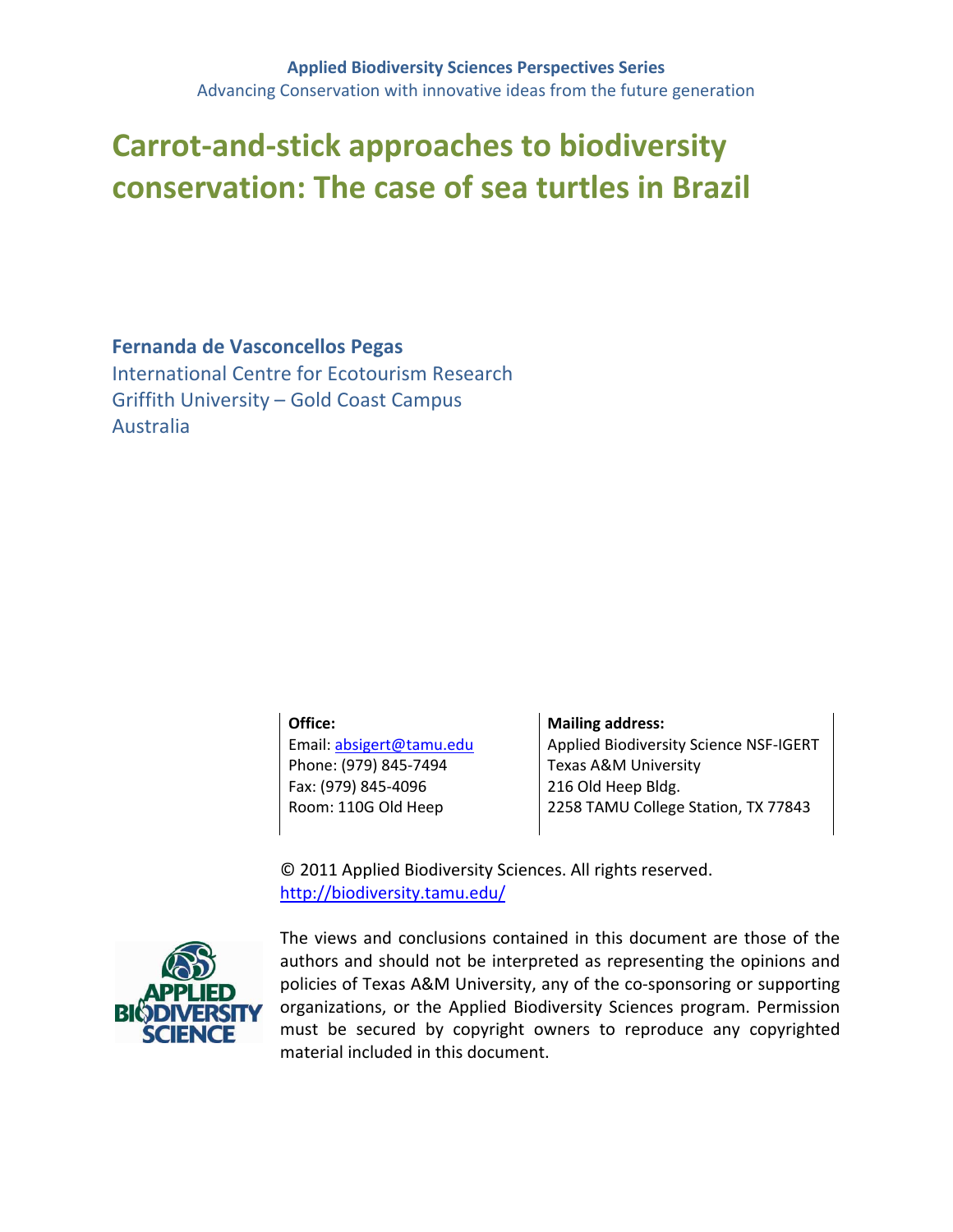**Applied Biodiversity Sciences Perspectives Series**
Advancing Conservation with innovative ideas from the future generation

# Carrot-and-stick approaches to biodiversity conservation: The case of sea turtles in Brazil

**Fernanda de Vasconcellos Pegas**
International Centre for Ecotourism Research
Griffith University – Gold Coast Campus
Australia

**Office:**
Email: absigert@tamu.edu
Phone: (979) 845-7494
Fax: (979) 845-4096
Room: 110G Old Heep

**Mailing address:**
Applied Biodiversity Science NSF-IGERT
Texas A&M University
216 Old Heep Bldg.
2258 TAMU College Station, TX 77843

© 2011 Applied Biodiversity Sciences. All rights reserved.
http://biodiversity.tamu.edu/

APPLIED BIODIVERSITY SCIENCE

The views and conclusions contained in this document are those of the authors and should not be interpreted as representing the opinions and policies of Texas A&M University, any of the co-sponsoring or supporting organizations, or the Applied Biodiversity Sciences program. Permission must be secured by copyright owners to reproduce any copyrighted material included in this document.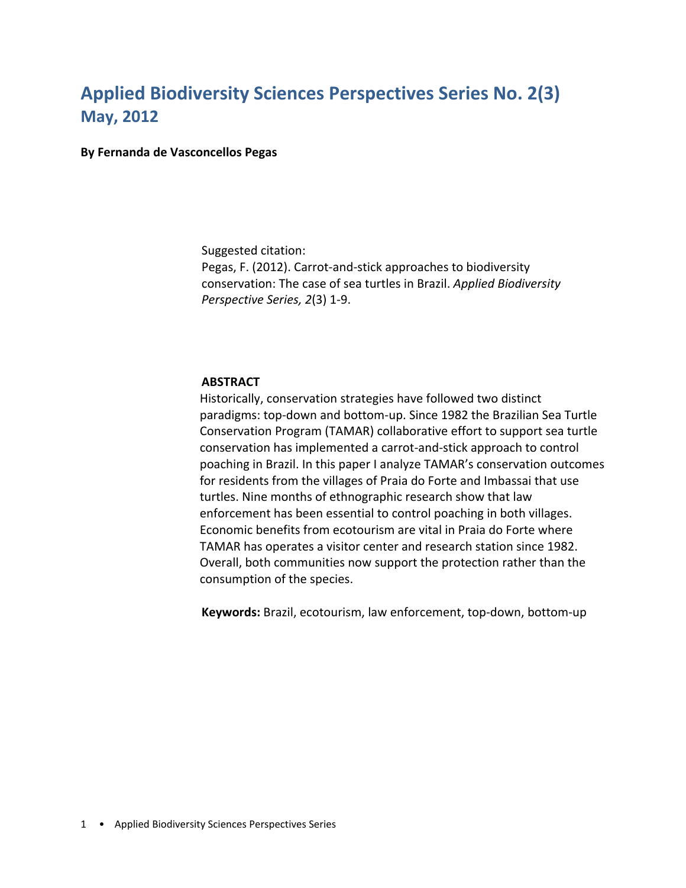# Applied Biodiversity Sciences Perspectives Series No. 2(3)
## May, 2012

**By Fernanda de Vasconcellos Pegas**

Suggested citation:
Pegas, F. (2012). Carrot-and-stick approaches to biodiversity conservation: The case of sea turtles in Brazil. *Applied Biodiversity Perspective Series, 2*(3) 1-9.

**ABSTRACT**

Historically, conservation strategies have followed two distinct paradigms: top-down and bottom-up. Since 1982 the Brazilian Sea Turtle Conservation Program (TAMAR) collaborative effort to support sea turtle conservation has implemented a carrot-and-stick approach to control poaching in Brazil. In this paper I analyze TAMAR's conservation outcomes for residents from the villages of Praia do Forte and Imbassai that use turtles. Nine months of ethnographic research show that law enforcement has been essential to control poaching in both villages. Economic benefits from ecotourism are vital in Praia do Forte where TAMAR has operates a visitor center and research station since 1982. Overall, both communities now support the protection rather than the consumption of the species.

**Keywords:** Brazil, ecotourism, law enforcement, top-down, bottom-up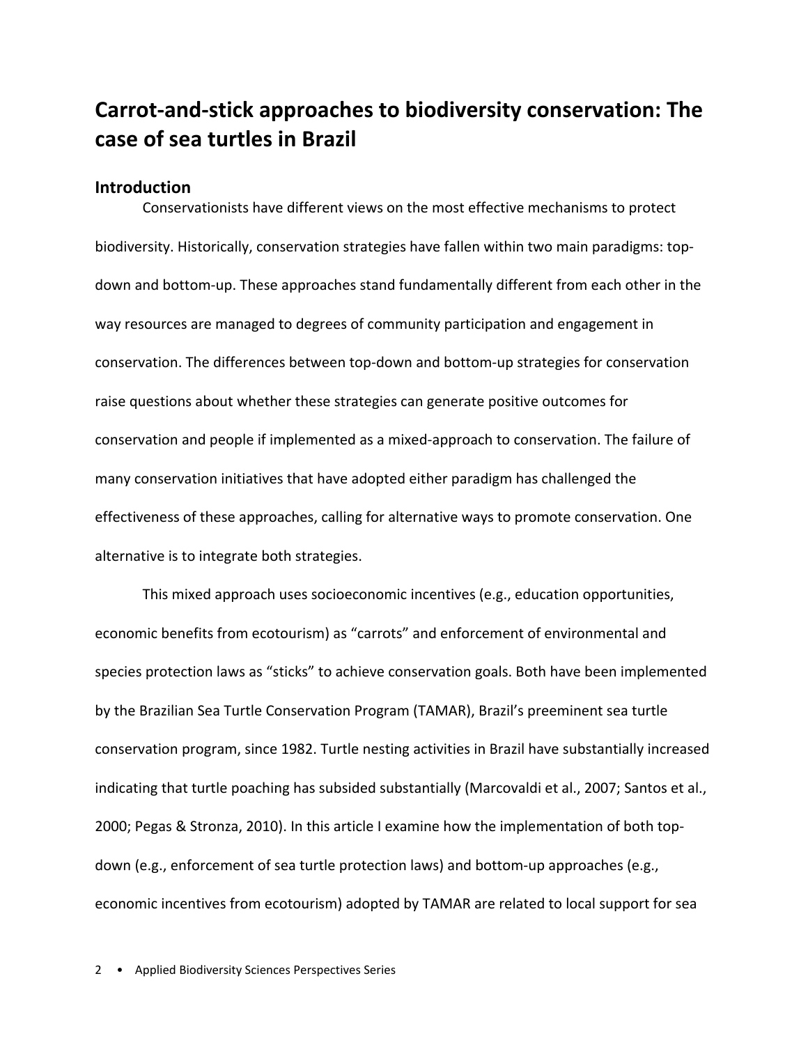# Carrot-and-stick approaches to biodiversity conservation: The case of sea turtles in Brazil

## Introduction

Conservationists have different views on the most effective mechanisms to protect biodiversity. Historically, conservation strategies have fallen within two main paradigms: top-down and bottom-up. These approaches stand fundamentally different from each other in the way resources are managed to degrees of community participation and engagement in conservation. The differences between top-down and bottom-up strategies for conservation raise questions about whether these strategies can generate positive outcomes for conservation and people if implemented as a mixed-approach to conservation. The failure of many conservation initiatives that have adopted either paradigm has challenged the effectiveness of these approaches, calling for alternative ways to promote conservation. One alternative is to integrate both strategies.

This mixed approach uses socioeconomic incentives (e.g., education opportunities, economic benefits from ecotourism) as "carrots" and enforcement of environmental and species protection laws as "sticks" to achieve conservation goals. Both have been implemented by the Brazilian Sea Turtle Conservation Program (TAMAR), Brazil's preeminent sea turtle conservation program, since 1982. Turtle nesting activities in Brazil have substantially increased indicating that turtle poaching has subsided substantially (Marcovaldi et al., 2007; Santos et al., 2000; Pegas & Stronza, 2010). In this article I examine how the implementation of both top-down (e.g., enforcement of sea turtle protection laws) and bottom-up approaches (e.g., economic incentives from ecotourism) adopted by TAMAR are related to local support for sea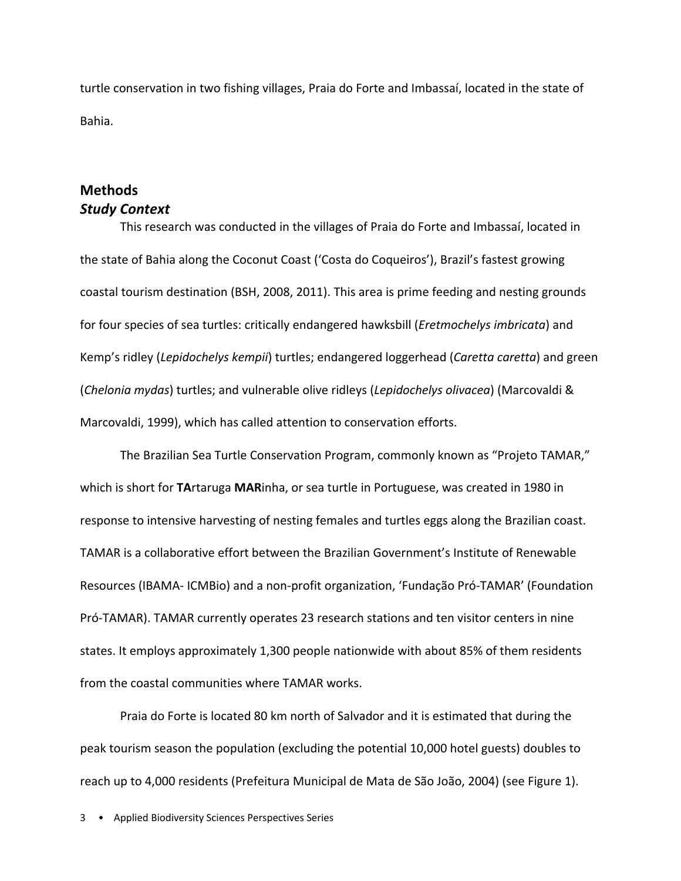turtle conservation in two fishing villages, Praia do Forte and Imbassaí, located in the state of Bahia.

## Methods

### *Study Context*

This research was conducted in the villages of Praia do Forte and Imbassaí, located in the state of Bahia along the Coconut Coast ('Costa do Coqueiros'), Brazil's fastest growing coastal tourism destination (BSH, 2008, 2011). This area is prime feeding and nesting grounds for four species of sea turtles: critically endangered hawksbill (*Eretmochelys imbricata*) and Kemp's ridley (*Lepidochelys kempii*) turtles; endangered loggerhead (*Caretta caretta*) and green (*Chelonia mydas*) turtles; and vulnerable olive ridleys (*Lepidochelys olivacea*) (Marcovaldi & Marcovaldi, 1999), which has called attention to conservation efforts.

The Brazilian Sea Turtle Conservation Program, commonly known as "Projeto TAMAR," which is short for **TA**rtaruga **MAR**inha, or sea turtle in Portuguese, was created in 1980 in response to intensive harvesting of nesting females and turtles eggs along the Brazilian coast. TAMAR is a collaborative effort between the Brazilian Government's Institute of Renewable Resources (IBAMA- ICMBio) and a non-profit organization, 'Fundação Pró-TAMAR' (Foundation Pró-TAMAR). TAMAR currently operates 23 research stations and ten visitor centers in nine states. It employs approximately 1,300 people nationwide with about 85% of them residents from the coastal communities where TAMAR works.

Praia do Forte is located 80 km north of Salvador and it is estimated that during the peak tourism season the population (excluding the potential 10,000 hotel guests) doubles to reach up to 4,000 residents (Prefeitura Municipal de Mata de São João, 2004) (see Figure 1).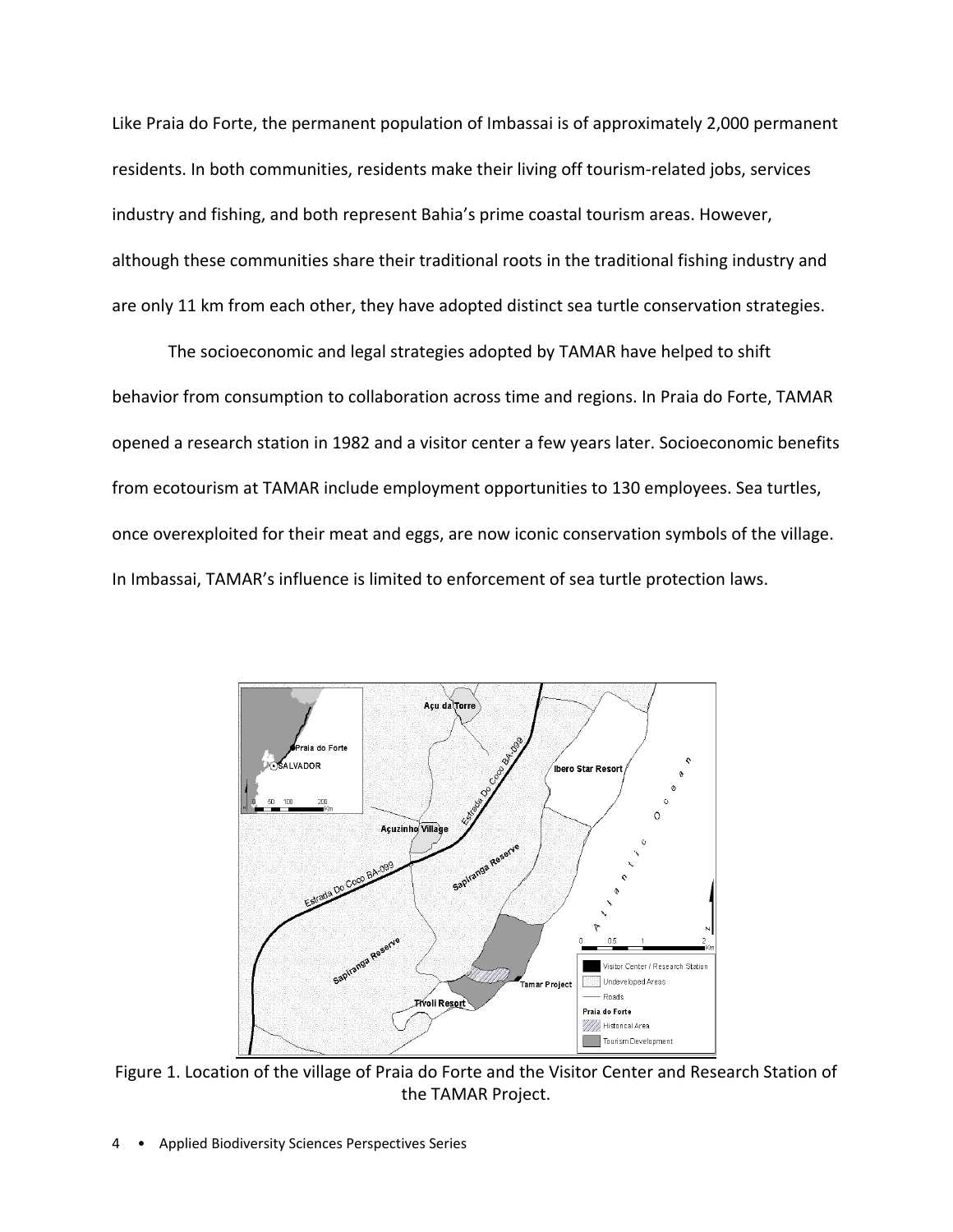Like Praia do Forte, the permanent population of Imbassai is of approximately 2,000 permanent residents. In both communities, residents make their living off tourism-related jobs, services industry and fishing, and both represent Bahia's prime coastal tourism areas. However, although these communities share their traditional roots in the traditional fishing industry and are only 11 km from each other, they have adopted distinct sea turtle conservation strategies.

The socioeconomic and legal strategies adopted by TAMAR have helped to shift behavior from consumption to collaboration across time and regions. In Praia do Forte, TAMAR opened a research station in 1982 and a visitor center a few years later. Socioeconomic benefits from ecotourism at TAMAR include employment opportunities to 130 employees. Sea turtles, once overexploited for their meat and eggs, are now iconic conservation symbols of the village. In Imbassai, TAMAR's influence is limited to enforcement of sea turtle protection laws.

Praia do Forte
SALVADOR
0 50 100 200 Km
Açu da Torre
Estrada Do Coco BA-099
Ibero Star Resort
Açuzinho Village
Sapiranga Reserve
Atlantic Ocean
Tamar Project
Tivoli Resort
0 0.5 1 2 Km
N
Visitor Center / Research Station
Undeveloped Areas
Roads
Praia do Forte
Historical Area
Tourism Development

Figure 1. Location of the village of Praia do Forte and the Visitor Center and Research Station of the TAMAR Project.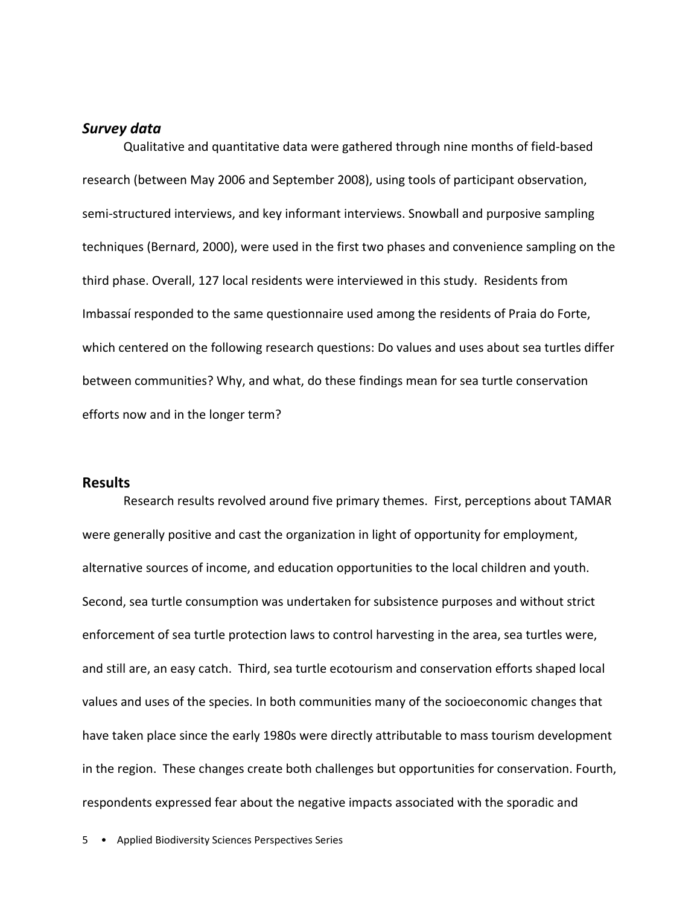### *Survey data*

Qualitative and quantitative data were gathered through nine months of field-based research (between May 2006 and September 2008), using tools of participant observation, semi-structured interviews, and key informant interviews. Snowball and purposive sampling techniques (Bernard, 2000), were used in the first two phases and convenience sampling on the third phase. Overall, 127 local residents were interviewed in this study. Residents from Imbassaí responded to the same questionnaire used among the residents of Praia do Forte, which centered on the following research questions: Do values and uses about sea turtles differ between communities? Why, and what, do these findings mean for sea turtle conservation efforts now and in the longer term?

## Results

Research results revolved around five primary themes. First, perceptions about TAMAR were generally positive and cast the organization in light of opportunity for employment, alternative sources of income, and education opportunities to the local children and youth. Second, sea turtle consumption was undertaken for subsistence purposes and without strict enforcement of sea turtle protection laws to control harvesting in the area, sea turtles were, and still are, an easy catch. Third, sea turtle ecotourism and conservation efforts shaped local values and uses of the species. In both communities many of the socioeconomic changes that have taken place since the early 1980s were directly attributable to mass tourism development in the region. These changes create both challenges but opportunities for conservation. Fourth, respondents expressed fear about the negative impacts associated with the sporadic and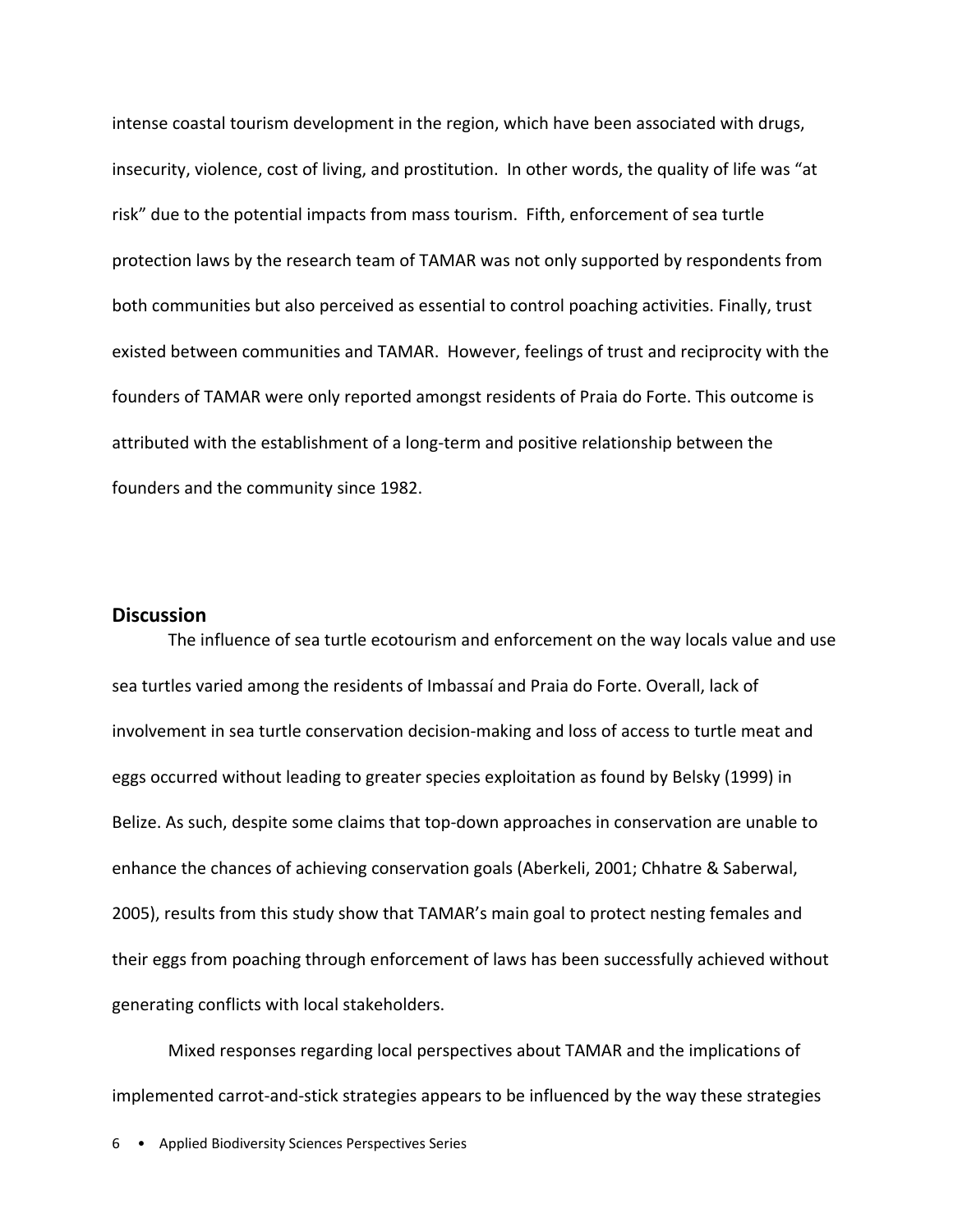intense coastal tourism development in the region, which have been associated with drugs, insecurity, violence, cost of living, and prostitution. In other words, the quality of life was "at risk" due to the potential impacts from mass tourism. Fifth, enforcement of sea turtle protection laws by the research team of TAMAR was not only supported by respondents from both communities but also perceived as essential to control poaching activities. Finally, trust existed between communities and TAMAR. However, feelings of trust and reciprocity with the founders of TAMAR were only reported amongst residents of Praia do Forte. This outcome is attributed with the establishment of a long-term and positive relationship between the founders and the community since 1982.

## Discussion

The influence of sea turtle ecotourism and enforcement on the way locals value and use sea turtles varied among the residents of Imbassaí and Praia do Forte. Overall, lack of involvement in sea turtle conservation decision-making and loss of access to turtle meat and eggs occurred without leading to greater species exploitation as found by Belsky (1999) in Belize. As such, despite some claims that top-down approaches in conservation are unable to enhance the chances of achieving conservation goals (Aberkeli, 2001; Chhatre & Saberwal, 2005), results from this study show that TAMAR's main goal to protect nesting females and their eggs from poaching through enforcement of laws has been successfully achieved without generating conflicts with local stakeholders.

Mixed responses regarding local perspectives about TAMAR and the implications of implemented carrot-and-stick strategies appears to be influenced by the way these strategies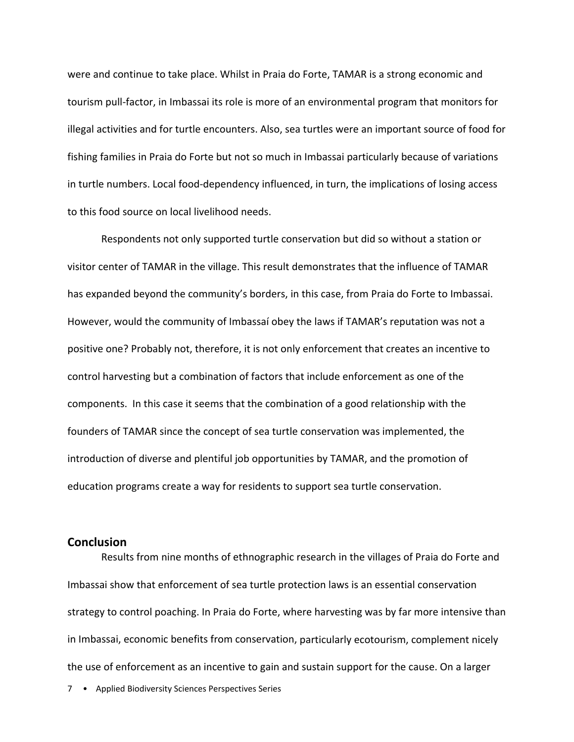were and continue to take place. Whilst in Praia do Forte, TAMAR is a strong economic and tourism pull-factor, in Imbassai its role is more of an environmental program that monitors for illegal activities and for turtle encounters. Also, sea turtles were an important source of food for fishing families in Praia do Forte but not so much in Imbassai particularly because of variations in turtle numbers. Local food-dependency influenced, in turn, the implications of losing access to this food source on local livelihood needs.

Respondents not only supported turtle conservation but did so without a station or visitor center of TAMAR in the village. This result demonstrates that the influence of TAMAR has expanded beyond the community's borders, in this case, from Praia do Forte to Imbassai. However, would the community of Imbassaí obey the laws if TAMAR's reputation was not a positive one? Probably not, therefore, it is not only enforcement that creates an incentive to control harvesting but a combination of factors that include enforcement as one of the components. In this case it seems that the combination of a good relationship with the founders of TAMAR since the concept of sea turtle conservation was implemented, the introduction of diverse and plentiful job opportunities by TAMAR, and the promotion of education programs create a way for residents to support sea turtle conservation.

## Conclusion

Results from nine months of ethnographic research in the villages of Praia do Forte and Imbassai show that enforcement of sea turtle protection laws is an essential conservation strategy to control poaching. In Praia do Forte, where harvesting was by far more intensive than in Imbassai, economic benefits from conservation, particularly ecotourism, complement nicely the use of enforcement as an incentive to gain and sustain support for the cause. On a larger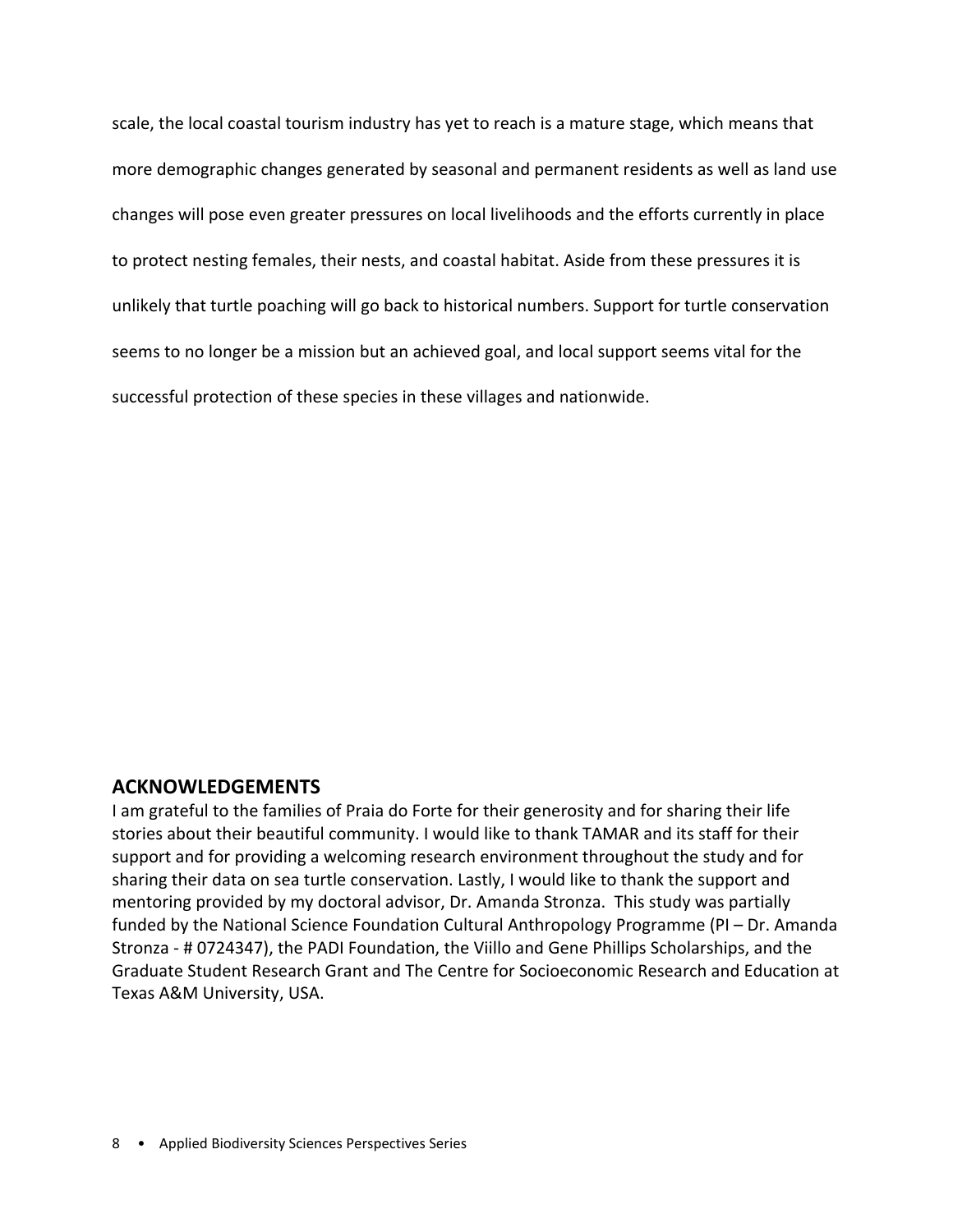scale, the local coastal tourism industry has yet to reach is a mature stage, which means that more demographic changes generated by seasonal and permanent residents as well as land use changes will pose even greater pressures on local livelihoods and the efforts currently in place to protect nesting females, their nests, and coastal habitat. Aside from these pressures it is unlikely that turtle poaching will go back to historical numbers. Support for turtle conservation seems to no longer be a mission but an achieved goal, and local support seems vital for the successful protection of these species in these villages and nationwide.

## ACKNOWLEDGEMENTS

I am grateful to the families of Praia do Forte for their generosity and for sharing their life stories about their beautiful community. I would like to thank TAMAR and its staff for their support and for providing a welcoming research environment throughout the study and for sharing their data on sea turtle conservation. Lastly, I would like to thank the support and mentoring provided by my doctoral advisor, Dr. Amanda Stronza. This study was partially funded by the National Science Foundation Cultural Anthropology Programme (PI – Dr. Amanda Stronza - # 0724347), the PADI Foundation, the Viillo and Gene Phillips Scholarships, and the Graduate Student Research Grant and The Centre for Socioeconomic Research and Education at Texas A&M University, USA.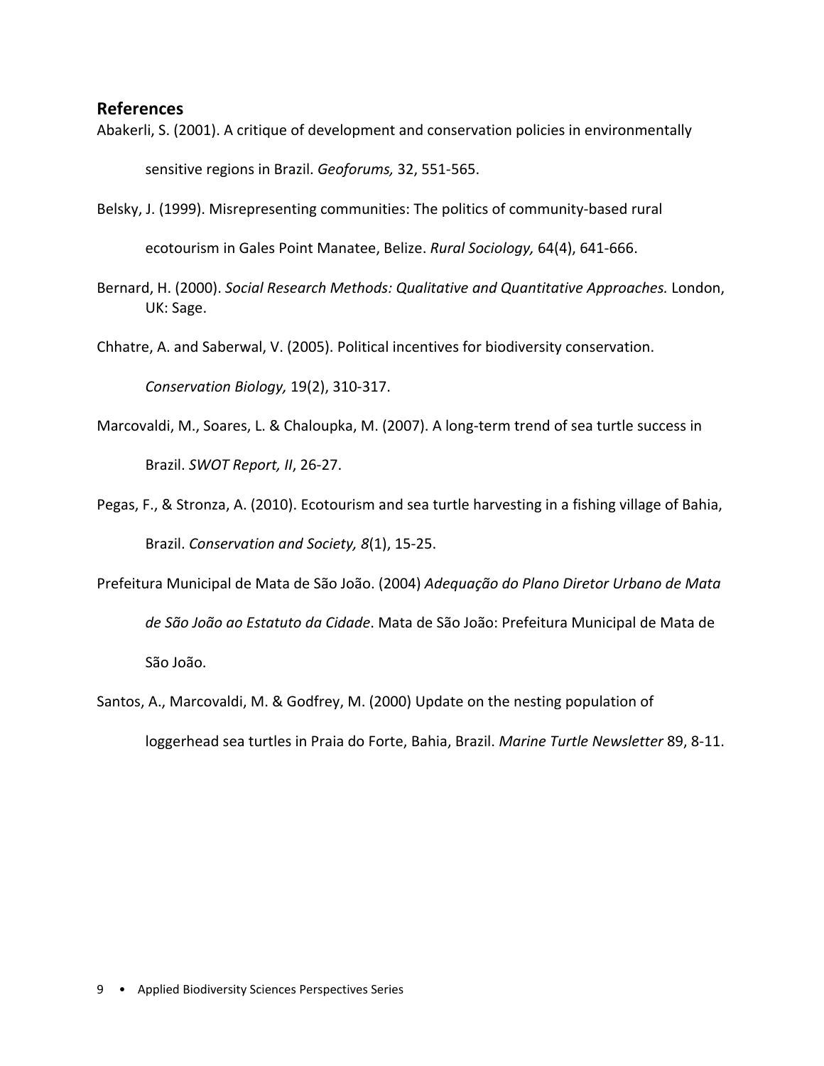## References

Abakerli, S. (2001). A critique of development and conservation policies in environmentally sensitive regions in Brazil. *Geoforums,* 32, 551-565.

Belsky, J. (1999). Misrepresenting communities: The politics of community-based rural ecotourism in Gales Point Manatee, Belize. *Rural Sociology,* 64(4), 641-666.

Bernard, H. (2000). *Social Research Methods: Qualitative and Quantitative Approaches.* London, UK: Sage.

Chhatre, A. and Saberwal, V. (2005). Political incentives for biodiversity conservation. *Conservation Biology,* 19(2), 310-317.

Marcovaldi, M., Soares, L. & Chaloupka, M. (2007). A long-term trend of sea turtle success in Brazil. *SWOT Report, II*, 26-27.

Pegas, F., & Stronza, A. (2010). Ecotourism and sea turtle harvesting in a fishing village of Bahia, Brazil. *Conservation and Society, 8*(1), 15-25.

Prefeitura Municipal de Mata de São João. (2004) *Adequação do Plano Diretor Urbano de Mata de São João ao Estatuto da Cidade*. Mata de São João: Prefeitura Municipal de Mata de São João.

Santos, A., Marcovaldi, M. & Godfrey, M. (2000) Update on the nesting population of loggerhead sea turtles in Praia do Forte, Bahia, Brazil. *Marine Turtle Newsletter* 89, 8-11.